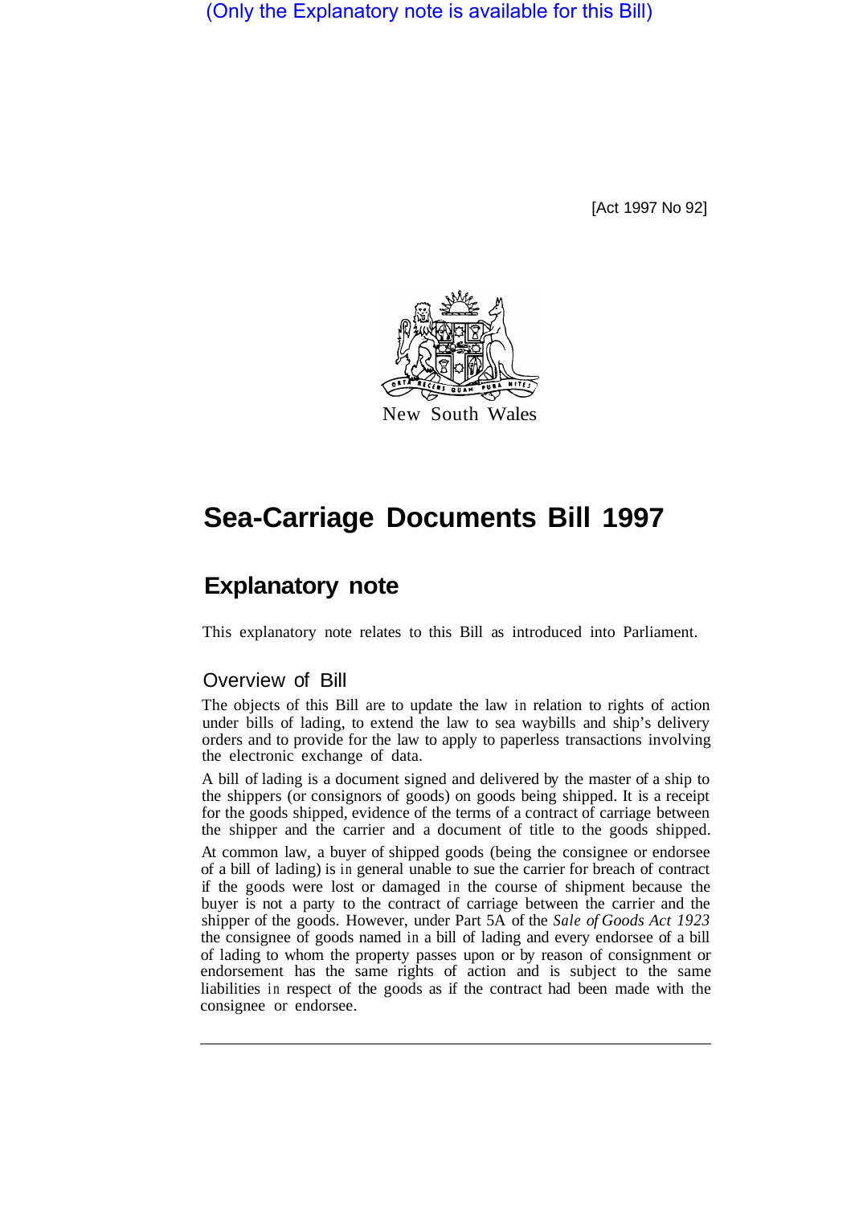(Only the Explanatory note is available for this Bill)

[Act 1997 No 92]

New South Wales

# Sea-Carriage Documents Bill 1997

## Explanatory note

This explanatory note relates to this Bill as introduced into Parliament.

### Overview of Bill

The objects of this Bill are to update the law in relation to rights of action under bills of lading, to extend the law to sea waybills and ship's delivery orders and to provide for the law to apply to paperless transactions involving the electronic exchange of data.

A bill of lading is a document signed and delivered by the master of a ship to the shippers (or consignors of goods) on goods being shipped. It is a receipt for the goods shipped, evidence of the terms of a contract of carriage between the shipper and the carrier and a document of title to the goods shipped.

At common law, a buyer of shipped goods (being the consignee or endorsee of a bill of lading) is in general unable to sue the carrier for breach of contract if the goods were lost or damaged in the course of shipment because the buyer is not a party to the contract of carriage between the carrier and the shipper of the goods. However, under Part 5A of the *Sale of Goods Act 1923* the consignee of goods named in a bill of lading and every endorsee of a bill of lading to whom the property passes upon or by reason of consignment or endorsement has the same rights of action and is subject to the same liabilities in respect of the goods as if the contract had been made with the consignee or endorsee.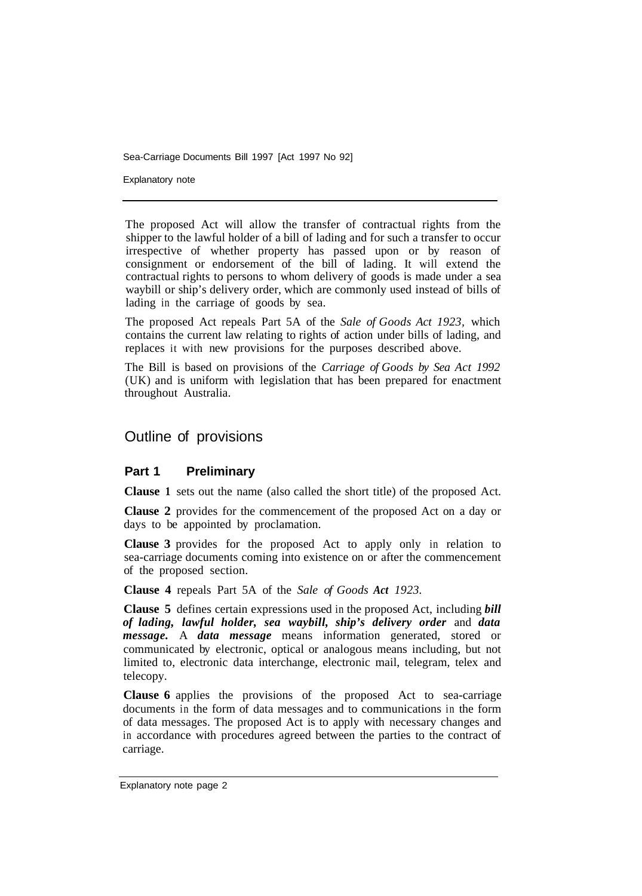The proposed Act will allow the transfer of contractual rights from the shipper to the lawful holder of a bill of lading and for such a transfer to occur irrespective of whether property has passed upon or by reason of consignment or endorsement of the bill of lading. It will extend the contractual rights to persons to whom delivery of goods is made under a sea waybill or ship's delivery order, which are commonly used instead of bills of lading in the carriage of goods by sea.

The proposed Act repeals Part 5A of the *Sale of Goods Act 1923,* which contains the current law relating to rights of action under bills of lading, and replaces it with new provisions for the purposes described above.

The Bill is based on provisions of the *Carriage of Goods by Sea Act 1992* (UK) and is uniform with legislation that has been prepared for enactment throughout Australia.

## Outline of provisions

### Part 1 Preliminary

**Clause 1** sets out the name (also called the short title) of the proposed Act.

**Clause 2** provides for the commencement of the proposed Act on a day or days to be appointed by proclamation.

**Clause 3** provides for the proposed Act to apply only in relation to sea-carriage documents coming into existence on or after the commencement of the proposed section.

**Clause 4** repeals Part 5A of the *Sale of Goods Act 1923.*

**Clause 5** defines certain expressions used in the proposed Act, including ***bill of lading, lawful holder, sea waybill, ship's delivery order*** and ***data message.*** A ***data message*** means information generated, stored or communicated by electronic, optical or analogous means including, but not limited to, electronic data interchange, electronic mail, telegram, telex and telecopy.

**Clause 6** applies the provisions of the proposed Act to sea-carriage documents in the form of data messages and to communications in the form of data messages. The proposed Act is to apply with necessary changes and in accordance with procedures agreed between the parties to the contract of carriage.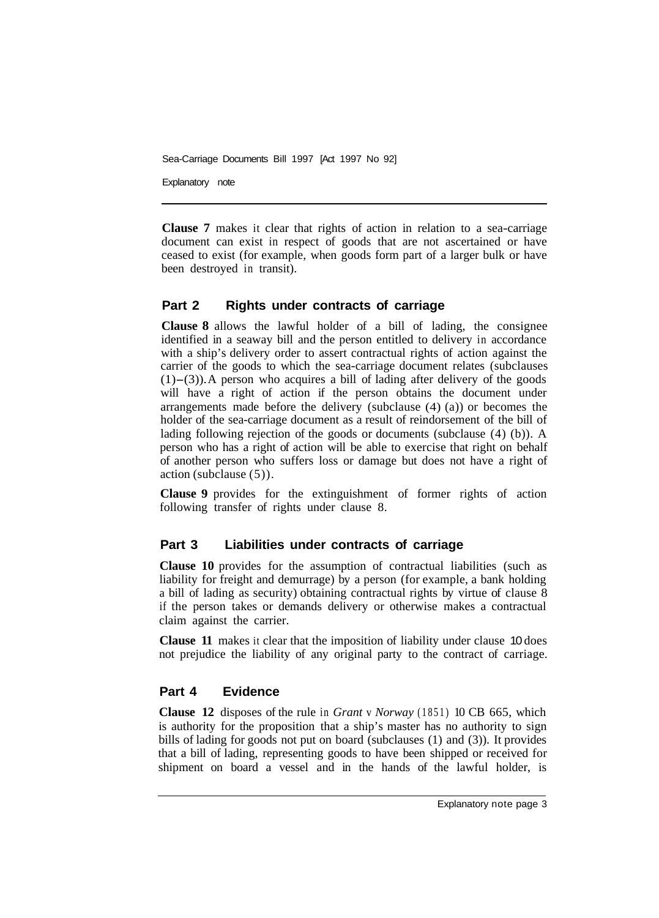**Clause 7** makes it clear that rights of action in relation to a sea-carriage document can exist in respect of goods that are not ascertained or have ceased to exist (for example, when goods form part of a larger bulk or have been destroyed in transit).

## Part 2 Rights under contracts of carriage

**Clause 8** allows the lawful holder of a bill of lading, the consignee identified in a seaway bill and the person entitled to delivery in accordance with a ship's delivery order to assert contractual rights of action against the carrier of the goods to which the sea-carriage document relates (subclauses (1)–(3)). A person who acquires a bill of lading after delivery of the goods will have a right of action if the person obtains the document under arrangements made before the delivery (subclause (4) (a)) or becomes the holder of the sea-carriage document as a result of reindorsement of the bill of lading following rejection of the goods or documents (subclause (4) (b)). A person who has a right of action will be able to exercise that right on behalf of another person who suffers loss or damage but does not have a right of action (subclause (5)).

**Clause 9** provides for the extinguishment of former rights of action following transfer of rights under clause 8.

## Part 3 Liabilities under contracts of carriage

**Clause 10** provides for the assumption of contractual liabilities (such as liability for freight and demurrage) by a person (for example, a bank holding a bill of lading as security) obtaining contractual rights by virtue of clause 8 if the person takes or demands delivery or otherwise makes a contractual claim against the carrier.

**Clause 11** makes it clear that the imposition of liability under clause 10 does not prejudice the liability of any original party to the contract of carriage.

## Part 4 Evidence

**Clause 12** disposes of the rule in *Grant* v *Norway* (1851) 10 CB 665, which is authority for the proposition that a ship's master has no authority to sign bills of lading for goods not put on board (subclauses (1) and (3)). It provides that a bill of lading, representing goods to have been shipped or received for shipment on board a vessel and in the hands of the lawful holder, is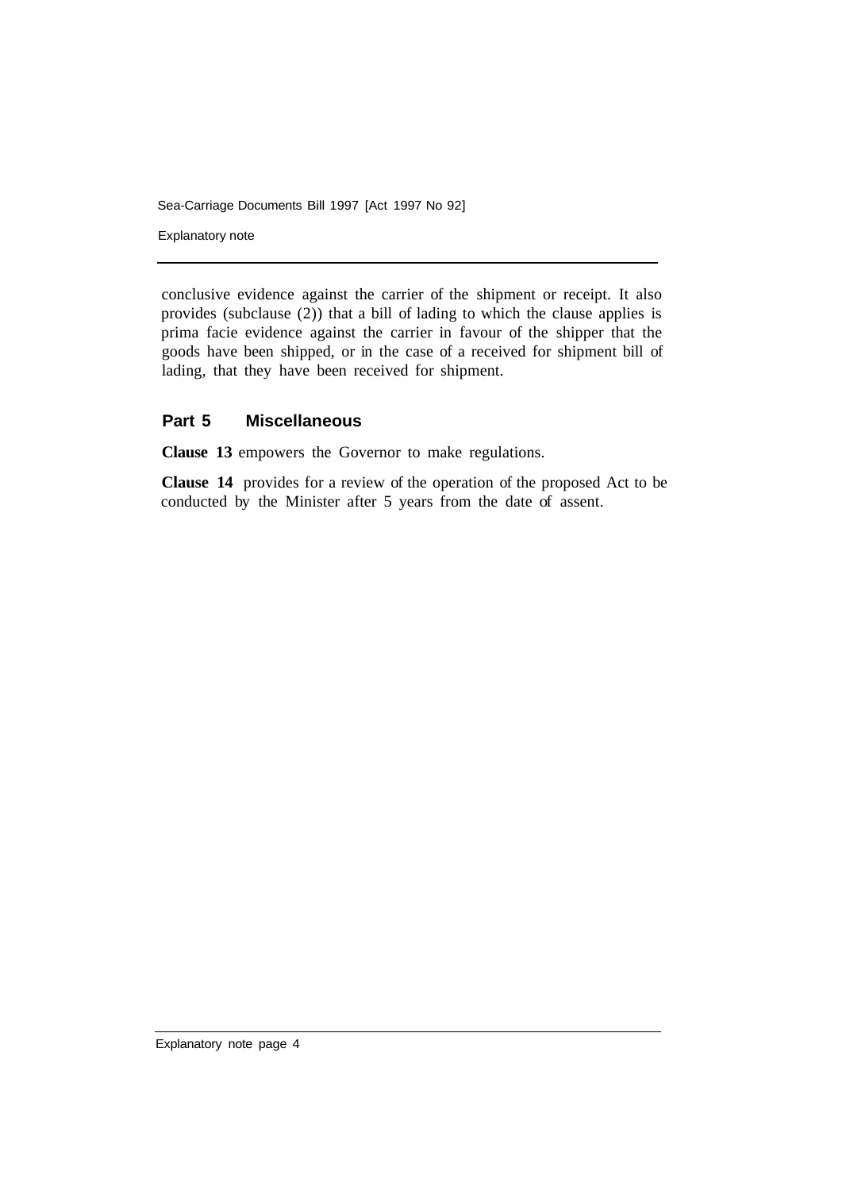conclusive evidence against the carrier of the shipment or receipt. It also provides (subclause (2)) that a bill of lading to which the clause applies is prima facie evidence against the carrier in favour of the shipper that the goods have been shipped, or in the case of a received for shipment bill of lading, that they have been received for shipment.

## Part 5 Miscellaneous

**Clause 13** empowers the Governor to make regulations.

**Clause 14** provides for a review of the operation of the proposed Act to be conducted by the Minister after 5 years from the date of assent.